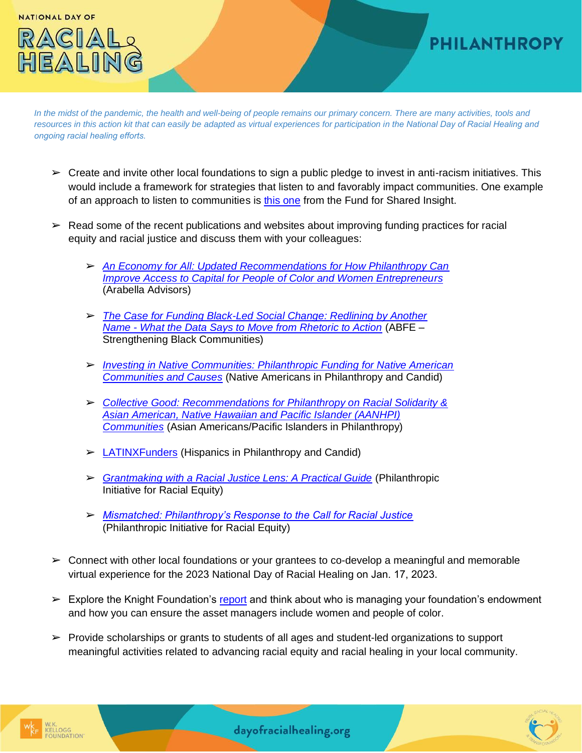NATIONAL DAY OF

# RACIAL HEALING

## PHILANTHROPY

*In the midst of the pandemic, the health and well-being of people remains our primary concern. There are many activities, tools and resources in this action kit that can easily be adapted as virtual experiences for participation in the National Day of Racial Healing and ongoing racial healing efforts.*

- Create and invite other local foundations to sign a public pledge to invest in anti-racism initiatives. This would include a framework for strategies that listen to and favorably impact communities. One example of an approach to listen to communities is this one from the Fund for Shared Insight.
- Read some of the recent publications and websites about improving funding practices for racial equity and racial justice and discuss them with your colleagues:
  - *An Economy for All: Updated Recommendations for How Philanthropy Can Improve Access to Capital for People of Color and Women Entrepreneurs* (Arabella Advisors)
  - *The Case for Funding Black-Led Social Change: Redlining by Another Name - What the Data Says to Move from Rhetoric to Action* (ABFE – Strengthening Black Communities)
  - *Investing in Native Communities: Philanthropic Funding for Native American Communities and Causes* (Native Americans in Philanthropy and Candid)
  - *Collective Good: Recommendations for Philanthropy on Racial Solidarity & Asian American, Native Hawaiian and Pacific Islander (AANHPI) Communities* (Asian Americans/Pacific Islanders in Philanthropy)
  - LATINXFunders (Hispanics in Philanthropy and Candid)
  - *Grantmaking with a Racial Justice Lens: A Practical Guide* (Philanthropic Initiative for Racial Equity)
  - *Mismatched: Philanthropy's Response to the Call for Racial Justice* (Philanthropic Initiative for Racial Equity)
- Connect with other local foundations or your grantees to co-develop a meaningful and memorable virtual experience for the 2023 National Day of Racial Healing on Jan. 17, 2023.
- Explore the Knight Foundation's report and think about who is managing your foundation's endowment and how you can ensure the asset managers include women and people of color.
- Provide scholarships or grants to students of all ages and student-led organizations to support meaningful activities related to advancing racial equity and racial healing in your local community.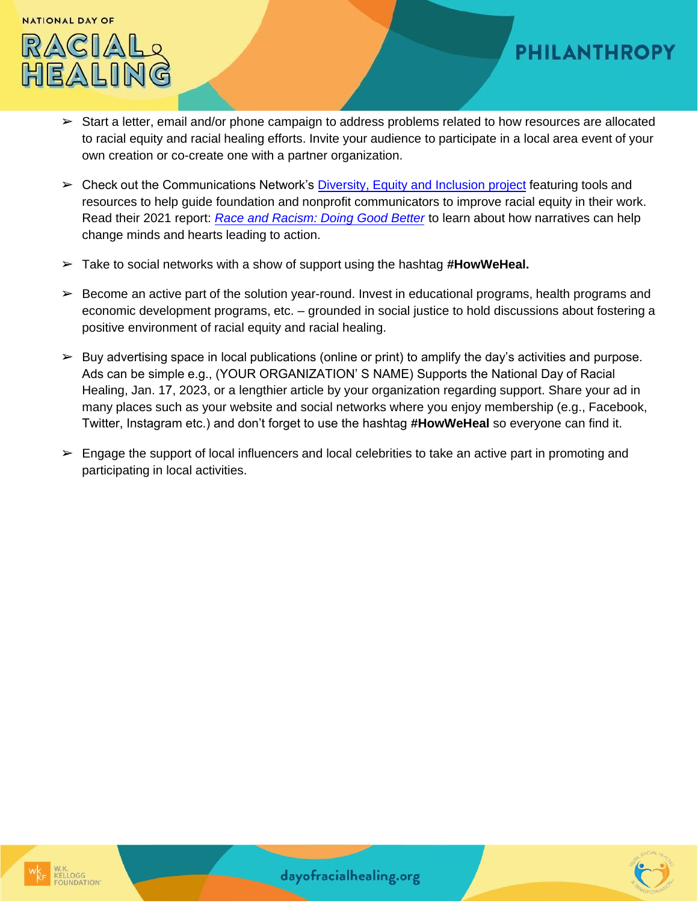- Start a letter, email and/or phone campaign to address problems related to how resources are allocated to racial equity and racial healing efforts. Invite your audience to participate in a local area event of your own creation or co-create one with a partner organization.

- Check out the Communications Network's Diversity, Equity and Inclusion project featuring tools and resources to help guide foundation and nonprofit communicators to improve racial equity in their work. Read their 2021 report: *Race and Racism: Doing Good Better* to learn about how narratives can help change minds and hearts leading to action.

- Take to social networks with a show of support using the hashtag **#HowWeHeal.**

- Become an active part of the solution year-round. Invest in educational programs, health programs and economic development programs, etc. – grounded in social justice to hold discussions about fostering a positive environment of racial equity and racial healing.

- Buy advertising space in local publications (online or print) to amplify the day's activities and purpose. Ads can be simple e.g., (YOUR ORGANIZATION' S NAME) Supports the National Day of Racial Healing, Jan. 17, 2023, or a lengthier article by your organization regarding support. Share your ad in many places such as your website and social networks where you enjoy membership (e.g., Facebook, Twitter, Instagram etc.) and don't forget to use the hashtag **#HowWeHeal** so everyone can find it.

- Engage the support of local influencers and local celebrities to take an active part in promoting and participating in local activities.